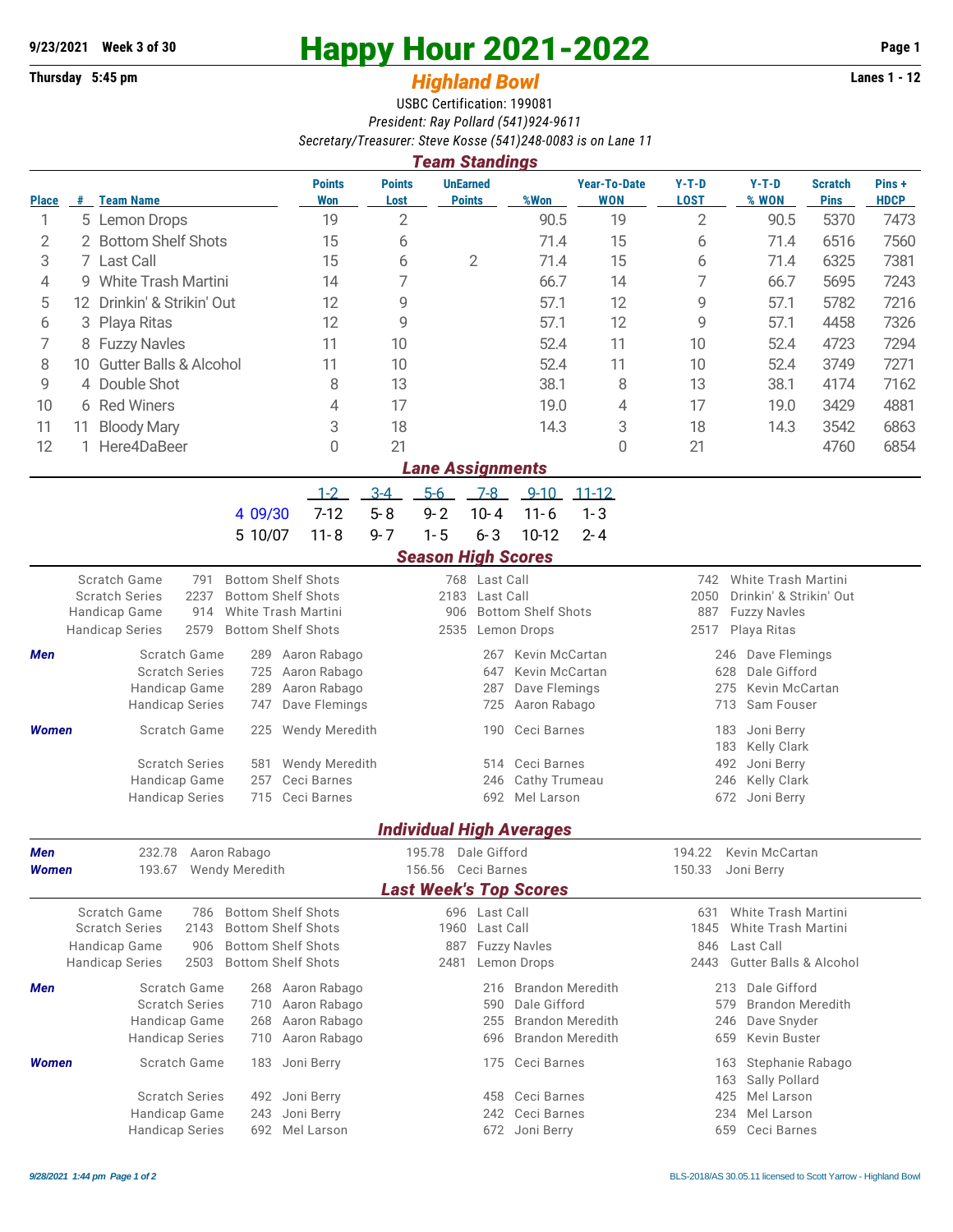9/23/2021 Week 3 of 30

Thursday 5:45 pm

# Happy Hour 2021-2022

## *Highland Bowl*

Lanes 1 - 12

USBC Certification: 199081

*President: Ray Pollard (541)924-9611*

*Secretary/Treasurer: Steve Kosse (541)248-0083 is on Lane 11*

### *Team Standings*

| Place | # | Team Name | Points Won | Points Lost | UnEarned Points | %Won | Year-To-Date WON | Y-T-D LOST | Y-T-D % WON | Scratch Pins | Pins + HDCP |
|---|---|---|---|---|---|---|---|---|---|---|---|
| 1 | 5 | Lemon Drops | 19 | 2 | | 90.5 | 19 | 2 | 90.5 | 5370 | 7473 |
| 2 | 2 | Bottom Shelf Shots | 15 | 6 | | 71.4 | 15 | 6 | 71.4 | 6516 | 7560 |
| 3 | 7 | Last Call | 15 | 6 | 2 | 71.4 | 15 | 6 | 71.4 | 6325 | 7381 |
| 4 | 9 | White Trash Martini | 14 | 7 | | 66.7 | 14 | 7 | 66.7 | 5695 | 7243 |
| 5 | 12 | Drinkin' & Strikin' Out | 12 | 9 | | 57.1 | 12 | 9 | 57.1 | 5782 | 7216 |
| 6 | 3 | Playa Ritas | 12 | 9 | | 57.1 | 12 | 9 | 57.1 | 4458 | 7326 |
| 7 | 8 | Fuzzy Navles | 11 | 10 | | 52.4 | 11 | 10 | 52.4 | 4723 | 7294 |
| 8 | 10 | Gutter Balls & Alcohol | 11 | 10 | | 52.4 | 11 | 10 | 52.4 | 3749 | 7271 |
| 9 | 4 | Double Shot | 8 | 13 | | 38.1 | 8 | 13 | 38.1 | 4174 | 7162 |
| 10 | 6 | Red Winers | 4 | 17 | | 19.0 | 4 | 17 | 19.0 | 3429 | 4881 |
| 11 | 11 | Bloody Mary | 3 | 18 | | 14.3 | 3 | 18 | 14.3 | 3542 | 6863 |
| 12 | 1 | Here4DaBeer | 0 | 21 | | | 0 | 21 | | 4760 | 6854 |

### *Lane Assignments*

| | 1-2 | 3-4 | 5-6 | 7-8 | 9-10 | 11-12 |
|---|---|---|---|---|---|---|
| 4 09/30 | 7-12 | 5-8 | 9-2 | 10-4 | 11-6 | 1-3 |
| 5 10/07 | 11-8 | 9-7 | 1-5 | 6-3 | 10-12 | 2-4 |

### *Season High Scores*

| | | | | | | | |
|---|---|---|---|---|---|---|---|
| | Scratch Game | 791 | Bottom Shelf Shots | 768 | Last Call | 742 | White Trash Martini |
| | Scratch Series | 2237 | Bottom Shelf Shots | 2183 | Last Call | 2050 | Drinkin' & Strikin' Out |
| | Handicap Game | 914 | White Trash Martini | 906 | Bottom Shelf Shots | 887 | Fuzzy Navles |
| | Handicap Series | 2579 | Bottom Shelf Shots | 2535 | Lemon Drops | 2517 | Playa Ritas |
| **Men** | Scratch Game | 289 | Aaron Rabago | 267 | Kevin McCartan | 246 | Dave Flemings |
| | Scratch Series | 725 | Aaron Rabago | 647 | Kevin McCartan | 628 | Dale Gifford |
| | Handicap Game | 289 | Aaron Rabago | 287 | Dave Flemings | 275 | Kevin McCartan |
| | Handicap Series | 747 | Dave Flemings | 725 | Aaron Rabago | 713 | Sam Fouser |
| **Women** | Scratch Game | 225 | Wendy Meredith | 190 | Ceci Barnes | 183 | Joni Berry |
| | | | | | | 183 | Kelly Clark |
| | Scratch Series | 581 | Wendy Meredith | 514 | Ceci Barnes | 492 | Joni Berry |
| | Handicap Game | 257 | Ceci Barnes | 246 | Cathy Trumeau | 246 | Kelly Clark |
| | Handicap Series | 715 | Ceci Barnes | 692 | Mel Larson | 672 | Joni Berry |

### *Individual High Averages*

| | | | | | | |
|---|---|---|---|---|---|---|
| **Men** | 232.78 | Aaron Rabago | 195.78 | Dale Gifford | 194.22 | Kevin McCartan |
| **Women** | 193.67 | Wendy Meredith | 156.56 | Ceci Barnes | 150.33 | Joni Berry |

### *Last Week's Top Scores*

| | | | | | | | |
|---|---|---|---|---|---|---|---|
| | Scratch Game | 786 | Bottom Shelf Shots | 696 | Last Call | 631 | White Trash Martini |
| | Scratch Series | 2143 | Bottom Shelf Shots | 1960 | Last Call | 1845 | White Trash Martini |
| | Handicap Game | 906 | Bottom Shelf Shots | 887 | Fuzzy Navles | 846 | Last Call |
| | Handicap Series | 2503 | Bottom Shelf Shots | 2481 | Lemon Drops | 2443 | Gutter Balls & Alcohol |
| **Men** | Scratch Game | 268 | Aaron Rabago | 216 | Brandon Meredith | 213 | Dale Gifford |
| | Scratch Series | 710 | Aaron Rabago | 590 | Dale Gifford | 579 | Brandon Meredith |
| | Handicap Game | 268 | Aaron Rabago | 255 | Brandon Meredith | 246 | Dave Snyder |
| | Handicap Series | 710 | Aaron Rabago | 696 | Brandon Meredith | 659 | Kevin Buster |
| **Women** | Scratch Game | 183 | Joni Berry | 175 | Ceci Barnes | 163 | Stephanie Rabago |
| | | | | | | 163 | Sally Pollard |
| | Scratch Series | 492 | Joni Berry | 458 | Ceci Barnes | 425 | Mel Larson |
| | Handicap Game | 243 | Joni Berry | 242 | Ceci Barnes | 234 | Mel Larson |
| | Handicap Series | 692 | Mel Larson | 672 | Joni Berry | 659 | Ceci Barnes |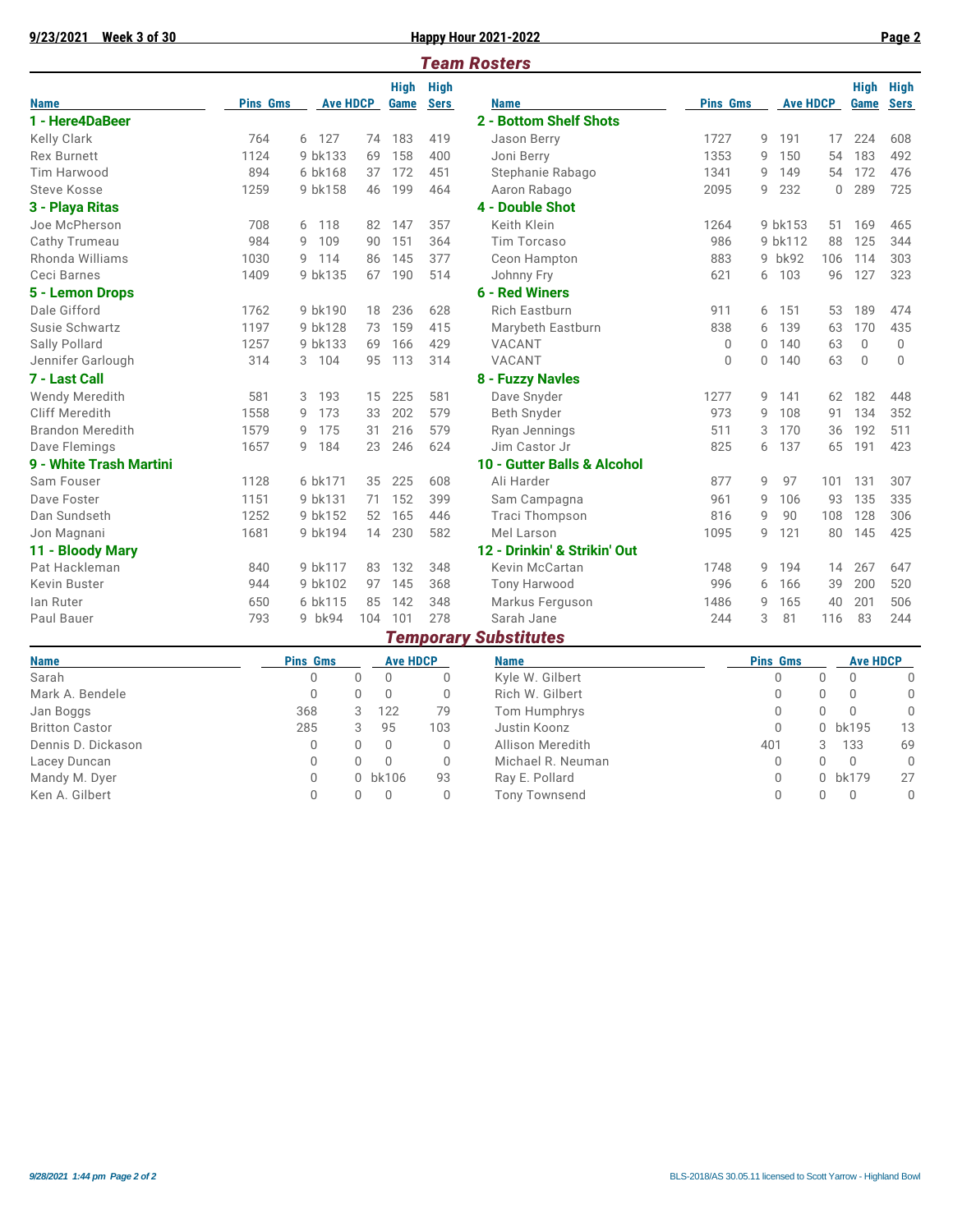## Team Rosters

| Name | Pins | Gms | Ave | HDCP | High Game | High Sers |
|---|---|---|---|---|---|---|
| **1 - Here4DaBeer** | | | | | | |
| Kelly Clark | 764 | 6 | 127 | 74 | 183 | 419 |
| Rex Burnett | 1124 | 9 | bk133 | 69 | 158 | 400 |
| Tim Harwood | 894 | 6 | bk168 | 37 | 172 | 451 |
| Steve Kosse | 1259 | 9 | bk158 | 46 | 199 | 464 |
| **2 - Bottom Shelf Shots** | | | | | | |
| Jason Berry | 1727 | 9 | 191 | 17 | 224 | 608 |
| Joni Berry | 1353 | 9 | 150 | 54 | 183 | 492 |
| Stephanie Rabago | 1341 | 9 | 149 | 54 | 172 | 476 |
| Aaron Rabago | 2095 | 9 | 232 | 0 | 289 | 725 |
| **3 - Playa Ritas** | | | | | | |
| Joe McPherson | 708 | 6 | 118 | 82 | 147 | 357 |
| Cathy Trumeau | 984 | 9 | 109 | 90 | 151 | 364 |
| Rhonda Williams | 1030 | 9 | 114 | 86 | 145 | 377 |
| Ceci Barnes | 1409 | 9 | bk135 | 67 | 190 | 514 |
| **4 - Double Shot** | | | | | | |
| Keith Klein | 1264 | 9 | bk153 | 51 | 169 | 465 |
| Tim Torcaso | 986 | 9 | bk112 | 88 | 125 | 344 |
| Ceon Hampton | 883 | 9 | bk92 | 106 | 114 | 303 |
| Johnny Fry | 621 | 6 | 103 | 96 | 127 | 323 |
| **5 - Lemon Drops** | | | | | | |
| Dale Gifford | 1762 | 9 | bk190 | 18 | 236 | 628 |
| Susie Schwartz | 1197 | 9 | bk128 | 73 | 159 | 415 |
| Sally Pollard | 1257 | 9 | bk133 | 69 | 166 | 429 |
| Jennifer Garlough | 314 | 3 | 104 | 95 | 113 | 314 |
| **6 - Red Winers** | | | | | | |
| Rich Eastburn | 911 | 6 | 151 | 53 | 189 | 474 |
| Marybeth Eastburn | 838 | 6 | 139 | 63 | 170 | 435 |
| VACANT | 0 | 0 | 140 | 63 | 0 | 0 |
| VACANT | 0 | 0 | 140 | 63 | 0 | 0 |
| **7 - Last Call** | | | | | | |
| Wendy Meredith | 581 | 3 | 193 | 15 | 225 | 581 |
| Cliff Meredith | 1558 | 9 | 173 | 33 | 202 | 579 |
| Brandon Meredith | 1579 | 9 | 175 | 31 | 216 | 579 |
| Dave Flemings | 1657 | 9 | 184 | 23 | 246 | 624 |
| **8 - Fuzzy Navles** | | | | | | |
| Dave Snyder | 1277 | 9 | 141 | 62 | 182 | 448 |
| Beth Snyder | 973 | 9 | 108 | 91 | 134 | 352 |
| Ryan Jennings | 511 | 3 | 170 | 36 | 192 | 511 |
| Jim Castor Jr | 825 | 6 | 137 | 65 | 191 | 423 |
| **9 - White Trash Martini** | | | | | | |
| Sam Fouser | 1128 | 6 | bk171 | 35 | 225 | 608 |
| Dave Foster | 1151 | 9 | bk131 | 71 | 152 | 399 |
| Dan Sundseth | 1252 | 9 | bk152 | 52 | 165 | 446 |
| Jon Magnani | 1681 | 9 | bk194 | 14 | 230 | 582 |
| **10 - Gutter Balls & Alcohol** | | | | | | |
| Ali Harder | 877 | 9 | 97 | 101 | 131 | 307 |
| Sam Campagna | 961 | 9 | 106 | 93 | 135 | 335 |
| Traci Thompson | 816 | 9 | 90 | 108 | 128 | 306 |
| Mel Larson | 1095 | 9 | 121 | 80 | 145 | 425 |
| **11 - Bloody Mary** | | | | | | |
| Pat Hackleman | 840 | 9 | bk117 | 83 | 132 | 348 |
| Kevin Buster | 944 | 9 | bk102 | 97 | 145 | 368 |
| Ian Ruter | 650 | 6 | bk115 | 85 | 142 | 348 |
| Paul Bauer | 793 | 9 | bk94 | 104 | 101 | 278 |
| **12 - Drinkin' & Strikin' Out** | | | | | | |
| Kevin McCartan | 1748 | 9 | 194 | 14 | 267 | 647 |
| Tony Harwood | 996 | 6 | 166 | 39 | 200 | 520 |
| Markus Ferguson | 1486 | 9 | 165 | 40 | 201 | 506 |
| Sarah Jane | 244 | 3 | 81 | 116 | 83 | 244 |

## Temporary Substitutes

| Name | Pins | Gms | Ave | HDCP |
|---|---|---|---|---|
| Sarah | 0 | 0 | 0 | 0 |
| Mark A. Bendele | 0 | 0 | 0 | 0 |
| Jan Boggs | 368 | 3 | 122 | 79 |
| Britton Castor | 285 | 3 | 95 | 103 |
| Dennis D. Dickason | 0 | 0 | 0 | 0 |
| Lacey Duncan | 0 | 0 | 0 | 0 |
| Mandy M. Dyer | 0 | 0 | bk106 | 93 |
| Ken A. Gilbert | 0 | 0 | 0 | 0 |
| Kyle W. Gilbert | 0 | 0 | 0 | 0 |
| Rich W. Gilbert | 0 | 0 | 0 | 0 |
| Tom Humphrys | 0 | 0 | 0 | 0 |
| Justin Koonz | 0 | 0 | bk195 | 13 |
| Allison Meredith | 401 | 3 | 133 | 69 |
| Michael R. Neuman | 0 | 0 | 0 | 0 |
| Ray E. Pollard | 0 | 0 | bk179 | 27 |
| Tony Townsend | 0 | 0 | 0 | 0 |